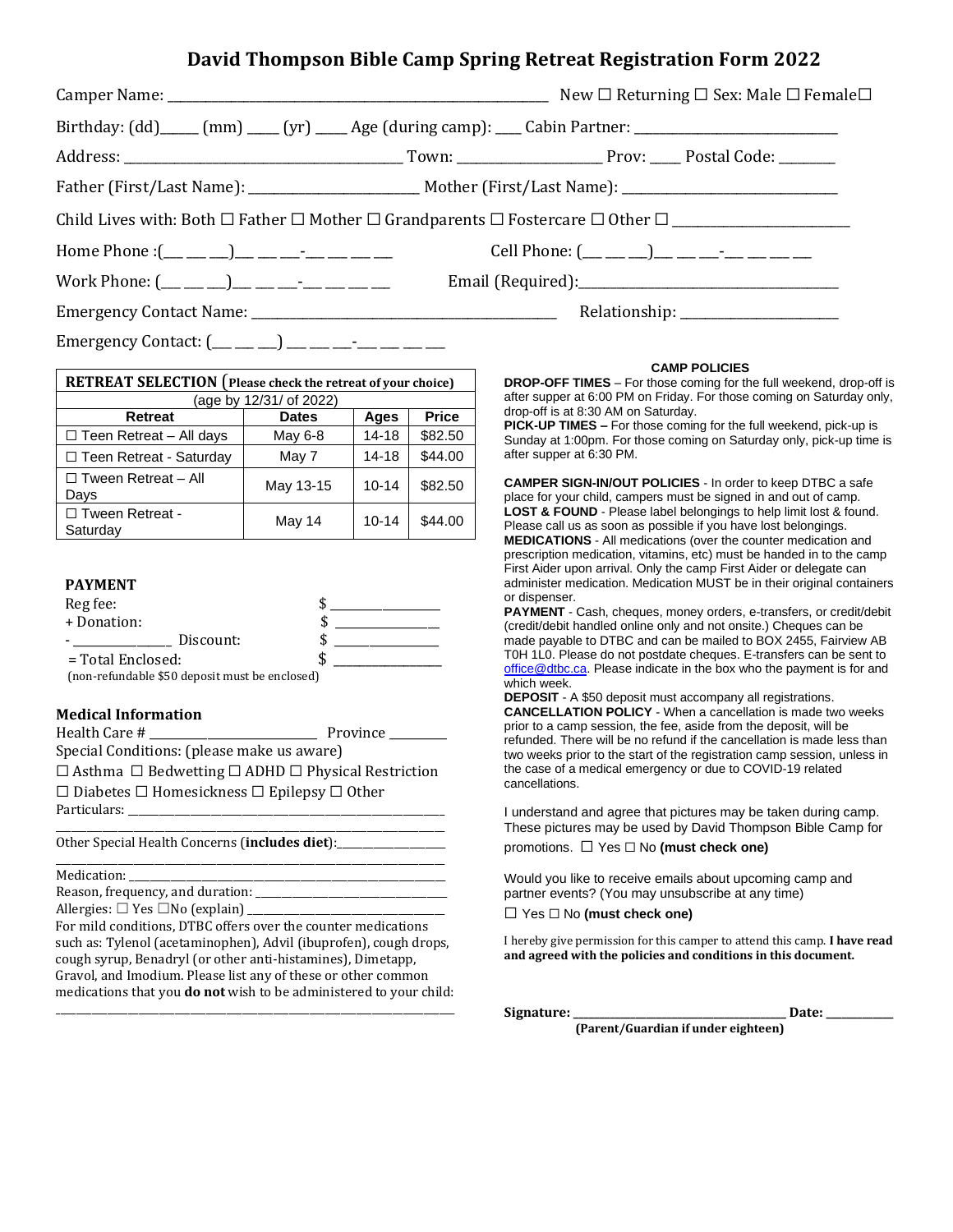# David Thompson Bible Camp Spring Retreat Registration Form 2022

Camper Name: ______________________________ New ☐ Returning ☐ Sex: Male ☐ Female☐

Birthday: (dd)_____ (mm) ____ (yr) ____ Age (during camp): ____ Cabin Partner: ____________________

Address: ____________________ Town: ______________ Prov: ____ Postal Code: ________

Father (First/Last Name): ________________ Mother (First/Last Name): ____________________

Child Lives with: Both ☐ Father ☐ Mother ☐ Grandparents ☐ Fostercare ☐ Other ☐ ________________

Home Phone :(__ __ __)__ __ __-__ __ __ __ Cell Phone: (__ __ __)__ __ __-__ __ __ __

Work Phone: (__ __ __)__ __ __-__ __ __ __ Email (Required):________________________

Emergency Contact Name: ____________________________ Relationship: ______________

Emergency Contact: (__ __ __) __ __ __-__ __ __ __

| RETREAT SELECTION (Please check the retreat of your choice) | | | |
|---|---|---|---|
| (age by 12/31/ of 2022) | | | |
| **Retreat** | **Dates** | **Ages** | **Price** |
| ☐ Teen Retreat – All days | May 6-8 | 14-18 | $82.50 |
| ☐ Teen Retreat - Saturday | May 7 | 14-18 | $44.00 |
| ☐ Tween Retreat – All Days | May 13-15 | 10-14 | $82.50 |
| ☐ Tween Retreat - Saturday | May 14 | 10-14 | $44.00 |

### PAYMENT

Reg fee: $ ____________

+ Donation: $ ____________

- ____________ Discount: $ ____________

= Total Enclosed: $ ____________

(non-refundable $50 deposit must be enclosed)

### Medical Information

Health Care # ____________________ Province ________

Special Conditions: (please make us aware)

☐ Asthma ☐ Bedwetting ☐ ADHD ☐ Physical Restriction

☐ Diabetes ☐ Homesickness ☐ Epilepsy ☐ Other

Particulars: ________________________________________

Other Special Health Concerns (**includes diet**):________________

Medication: ________________________________________

Reason, frequency, and duration: ____________________________

Allergies: ☐ Yes ☐No (explain) ____________________________

For mild conditions, DTBC offers over the counter medications such as: Tylenol (acetaminophen), Advil (ibuprofen), cough drops, cough syrup, Benadryl (or other anti-histamines), Dimetapp, Gravol, and Imodium. Please list any of these or other common medications that you **do not** wish to be administered to your child:

________________________________________________________

### CAMP POLICIES

**DROP-OFF TIMES** – For those coming for the full weekend, drop-off is after supper at 6:00 PM on Friday. For those coming on Saturday only, drop-off is at 8:30 AM on Saturday.

**PICK-UP TIMES –** For those coming for the full weekend, pick-up is Sunday at 1:00pm. For those coming on Saturday only, pick-up time is after supper at 6:30 PM.

**CAMPER SIGN-IN/OUT POLICIES** - In order to keep DTBC a safe place for your child, campers must be signed in and out of camp.

**LOST & FOUND** - Please label belongings to help limit lost & found. Please call us as soon as possible if you have lost belongings.

**MEDICATIONS** - All medications (over the counter medication and prescription medication, vitamins, etc) must be handed in to the camp First Aider upon arrival. Only the camp First Aider or delegate can administer medication. Medication MUST be in their original containers or dispenser.

**PAYMENT** - Cash, cheques, money orders, e-transfers, or credit/debit (credit/debit handled online only and not onsite.) Cheques can be made payable to DTBC and can be mailed to BOX 2455, Fairview AB T0H 1L0. Please do not postdate cheques. E-transfers can be sent to office@dtbc.ca. Please indicate in the box who the payment is for and which week.

**DEPOSIT** - A $50 deposit must accompany all registrations.

**CANCELLATION POLICY** - When a cancellation is made two weeks prior to a camp session, the fee, aside from the deposit, will be refunded. There will be no refund if the cancellation is made less than two weeks prior to the start of the registration camp session, unless in the case of a medical emergency or due to COVID-19 related cancellations.

I understand and agree that pictures may be taken during camp. These pictures may be used by David Thompson Bible Camp for promotions. ☐ Yes ☐ No **(must check one)**

Would you like to receive emails about upcoming camp and partner events? (You may unsubscribe at any time)

☐ Yes ☐ No **(must check one)**

I hereby give permission for this camper to attend this camp. **I have read and agreed with the policies and conditions in this document.**

**Signature:** ______________________ **Date:** __________

**(Parent/Guardian if under eighteen)**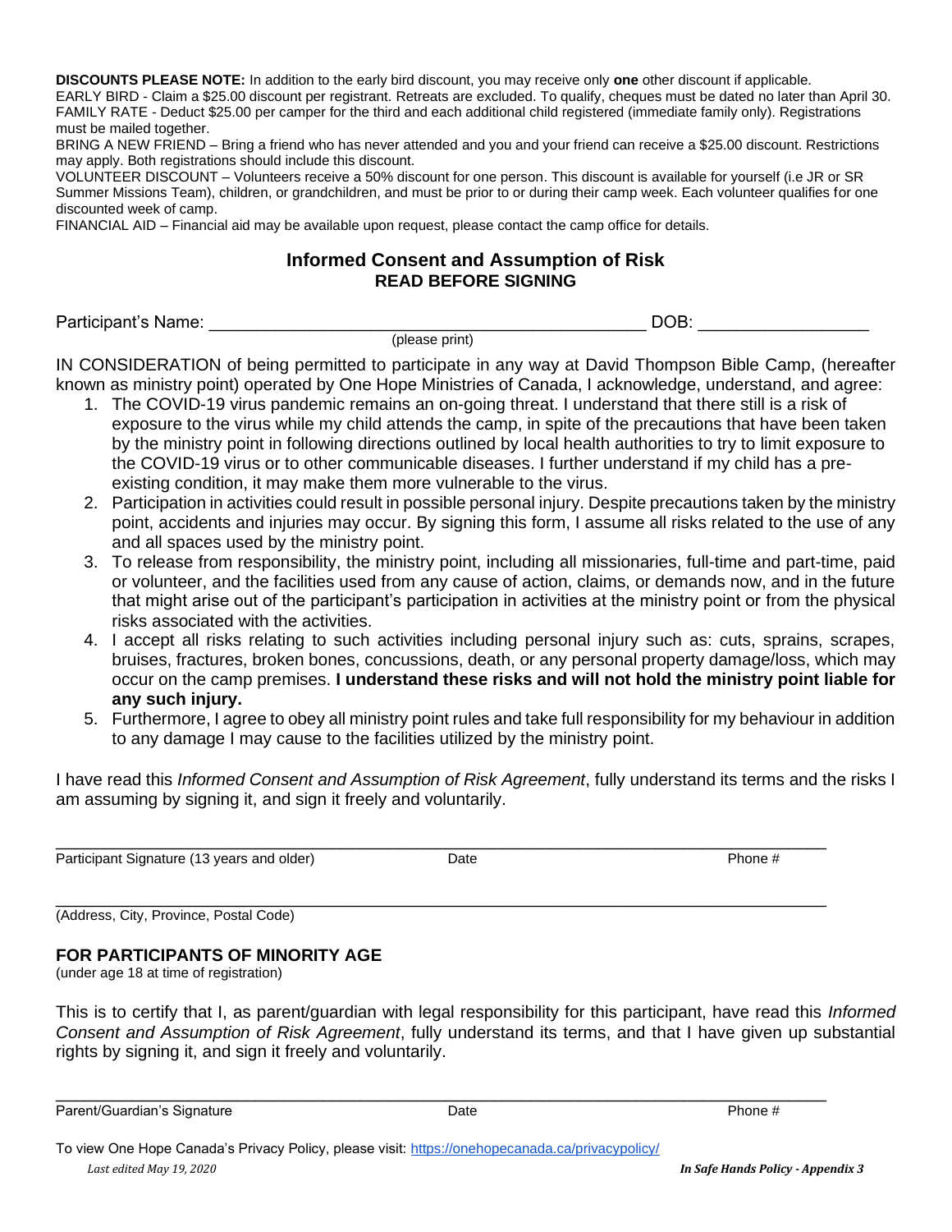**DISCOUNTS PLEASE NOTE:** In addition to the early bird discount, you may receive only **one** other discount if applicable.
EARLY BIRD - Claim a $25.00 discount per registrant. Retreats are excluded. To qualify, cheques must be dated no later than April 30.
FAMILY RATE - Deduct $25.00 per camper for the third and each additional child registered (immediate family only). Registrations must be mailed together.
BRING A NEW FRIEND – Bring a friend who has never attended and you and your friend can receive a $25.00 discount. Restrictions may apply. Both registrations should include this discount.
VOLUNTEER DISCOUNT – Volunteers receive a 50% discount for one person. This discount is available for yourself (i.e JR or SR Summer Missions Team), children, or grandchildren, and must be prior to or during their camp week. Each volunteer qualifies for one discounted week of camp.
FINANCIAL AID – Financial aid may be available upon request, please contact the camp office for details.

## Informed Consent and Assumption of Risk
### READ BEFORE SIGNING

Participant's Name: ____________________________________________ DOB: _________________
(please print)

IN CONSIDERATION of being permitted to participate in any way at David Thompson Bible Camp, (hereafter known as ministry point) operated by One Hope Ministries of Canada, I acknowledge, understand, and agree:

1. The COVID-19 virus pandemic remains an on-going threat. I understand that there still is a risk of exposure to the virus while my child attends the camp, in spite of the precautions that have been taken by the ministry point in following directions outlined by local health authorities to try to limit exposure to the COVID-19 virus or to other communicable diseases. I further understand if my child has a pre-existing condition, it may make them more vulnerable to the virus.
2. Participation in activities could result in possible personal injury. Despite precautions taken by the ministry point, accidents and injuries may occur. By signing this form, I assume all risks related to the use of any and all spaces used by the ministry point.
3. To release from responsibility, the ministry point, including all missionaries, full-time and part-time, paid or volunteer, and the facilities used from any cause of action, claims, or demands now, and in the future that might arise out of the participant's participation in activities at the ministry point or from the physical risks associated with the activities.
4. I accept all risks relating to such activities including personal injury such as: cuts, sprains, scrapes, bruises, fractures, broken bones, concussions, death, or any personal property damage/loss, which may occur on the camp premises. **I understand these risks and will not hold the ministry point liable for any such injury.**
5. Furthermore, I agree to obey all ministry point rules and take full responsibility for my behaviour in addition to any damage I may cause to the facilities utilized by the ministry point.

I have read this *Informed Consent and Assumption of Risk Agreement*, fully understand its terms and the risks I am assuming by signing it, and sign it freely and voluntarily.

______________________________________________________________________________
Participant Signature (13 years and older) Date Phone #

______________________________________________________________________________
(Address, City, Province, Postal Code)

### FOR PARTICIPANTS OF MINORITY AGE
(under age 18 at time of registration)

This is to certify that I, as parent/guardian with legal responsibility for this participant, have read this *Informed Consent and Assumption of Risk Agreement*, fully understand its terms, and that I have given up substantial rights by signing it, and sign it freely and voluntarily.

______________________________________________________________________________
Parent/Guardian's Signature Date Phone #

To view One Hope Canada's Privacy Policy, please visit: https://onehopecanada.ca/privacypolicy/

*Last edited May 19, 2020* ***In Safe Hands Policy - Appendix 3***